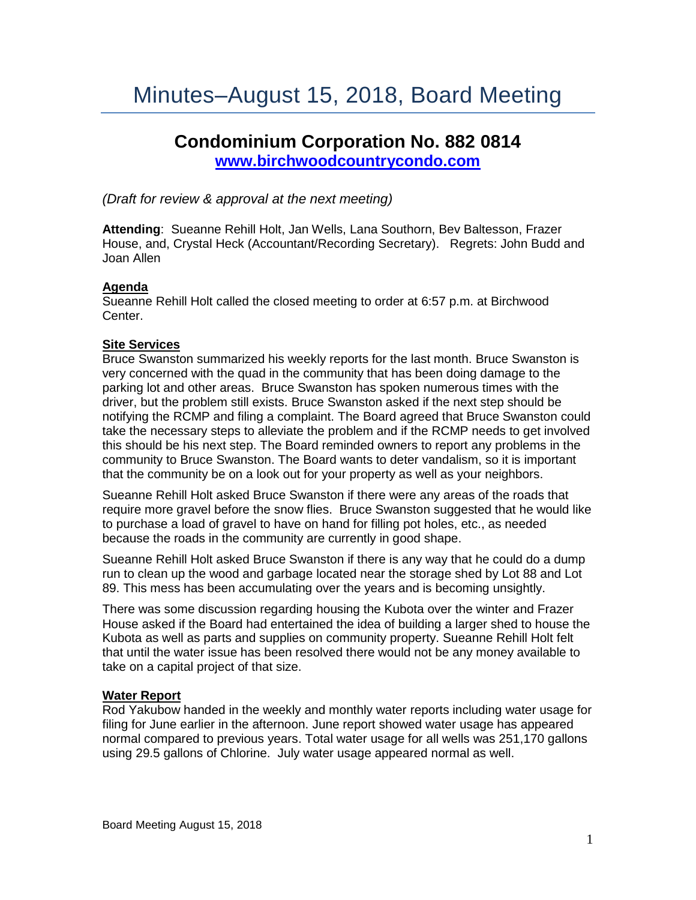# Minutes–August 15, 2018, Board Meeting

## Condominium Corporation No. 882 0814

**[www.birchwoodcountrycondo.com](http://www.birchwoodcountrycondo.com)**

*(Draft for review & approval at the next meeting)*

**Attending**: Sueanne Rehill Holt, Jan Wells, Lana Southorn, Bev Baltesson, Frazer House, and, Crystal Heck (Accountant/Recording Secretary). Regrets: John Budd and Joan Allen

### Agenda

Sueanne Rehill Holt called the closed meeting to order at 6:57 p.m. at Birchwood Center.

### Site Services

Bruce Swanston summarized his weekly reports for the last month. Bruce Swanston is very concerned with the quad in the community that has been doing damage to the parking lot and other areas. Bruce Swanston has spoken numerous times with the driver, but the problem still exists. Bruce Swanston asked if the next step should be notifying the RCMP and filing a complaint. The Board agreed that Bruce Swanston could take the necessary steps to alleviate the problem and if the RCMP needs to get involved this should be his next step. The Board reminded owners to report any problems in the community to Bruce Swanston. The Board wants to deter vandalism, so it is important that the community be on a look out for your property as well as your neighbors.

Sueanne Rehill Holt asked Bruce Swanston if there were any areas of the roads that require more gravel before the snow flies. Bruce Swanston suggested that he would like to purchase a load of gravel to have on hand for filling pot holes, etc., as needed because the roads in the community are currently in good shape.

Sueanne Rehill Holt asked Bruce Swanston if there is any way that he could do a dump run to clean up the wood and garbage located near the storage shed by Lot 88 and Lot 89. This mess has been accumulating over the years and is becoming unsightly.

There was some discussion regarding housing the Kubota over the winter and Frazer House asked if the Board had entertained the idea of building a larger shed to house the Kubota as well as parts and supplies on community property. Sueanne Rehill Holt felt that until the water issue has been resolved there would not be any money available to take on a capital project of that size.

### Water Report

Rod Yakubow handed in the weekly and monthly water reports including water usage for filing for June earlier in the afternoon. June report showed water usage has appeared normal compared to previous years. Total water usage for all wells was 251,170 gallons using 29.5 gallons of Chlorine. July water usage appeared normal as well.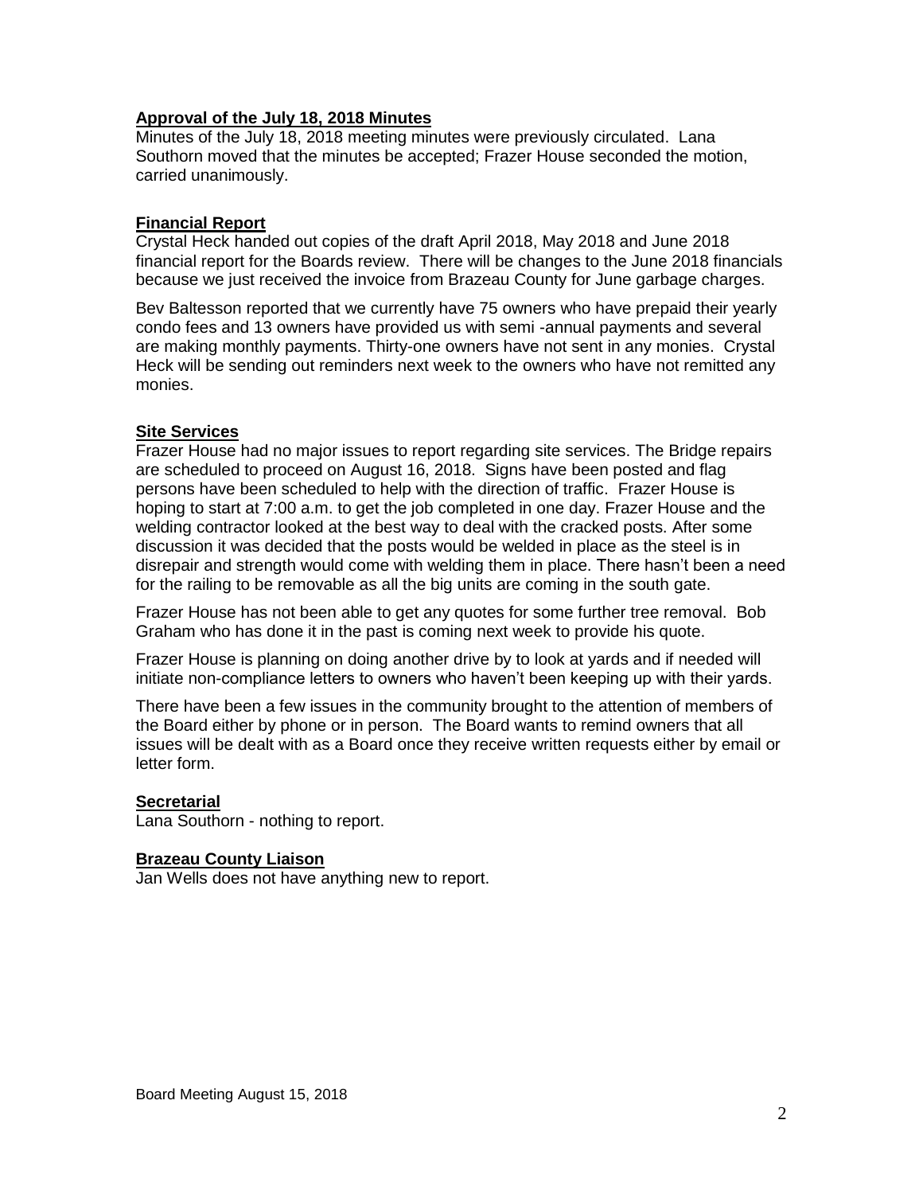**Approval of the July 18, 2018 Minutes**

Minutes of the July 18, 2018 meeting minutes were previously circulated. Lana Southorn moved that the minutes be accepted; Frazer House seconded the motion, carried unanimously.

**Financial Report**

Crystal Heck handed out copies of the draft April 2018, May 2018 and June 2018 financial report for the Boards review. There will be changes to the June 2018 financials because we just received the invoice from Brazeau County for June garbage charges.

Bev Baltesson reported that we currently have 75 owners who have prepaid their yearly condo fees and 13 owners have provided us with semi -annual payments and several are making monthly payments. Thirty-one owners have not sent in any monies. Crystal Heck will be sending out reminders next week to the owners who have not remitted any monies.

**Site Services**

Frazer House had no major issues to report regarding site services. The Bridge repairs are scheduled to proceed on August 16, 2018. Signs have been posted and flag persons have been scheduled to help with the direction of traffic. Frazer House is hoping to start at 7:00 a.m. to get the job completed in one day. Frazer House and the welding contractor looked at the best way to deal with the cracked posts. After some discussion it was decided that the posts would be welded in place as the steel is in disrepair and strength would come with welding them in place. There hasn't been a need for the railing to be removable as all the big units are coming in the south gate.

Frazer House has not been able to get any quotes for some further tree removal. Bob Graham who has done it in the past is coming next week to provide his quote.

Frazer House is planning on doing another drive by to look at yards and if needed will initiate non-compliance letters to owners who haven't been keeping up with their yards.

There have been a few issues in the community brought to the attention of members of the Board either by phone or in person. The Board wants to remind owners that all issues will be dealt with as a Board once they receive written requests either by email or letter form.

**Secretarial**

Lana Southorn - nothing to report.

**Brazeau County Liaison**

Jan Wells does not have anything new to report.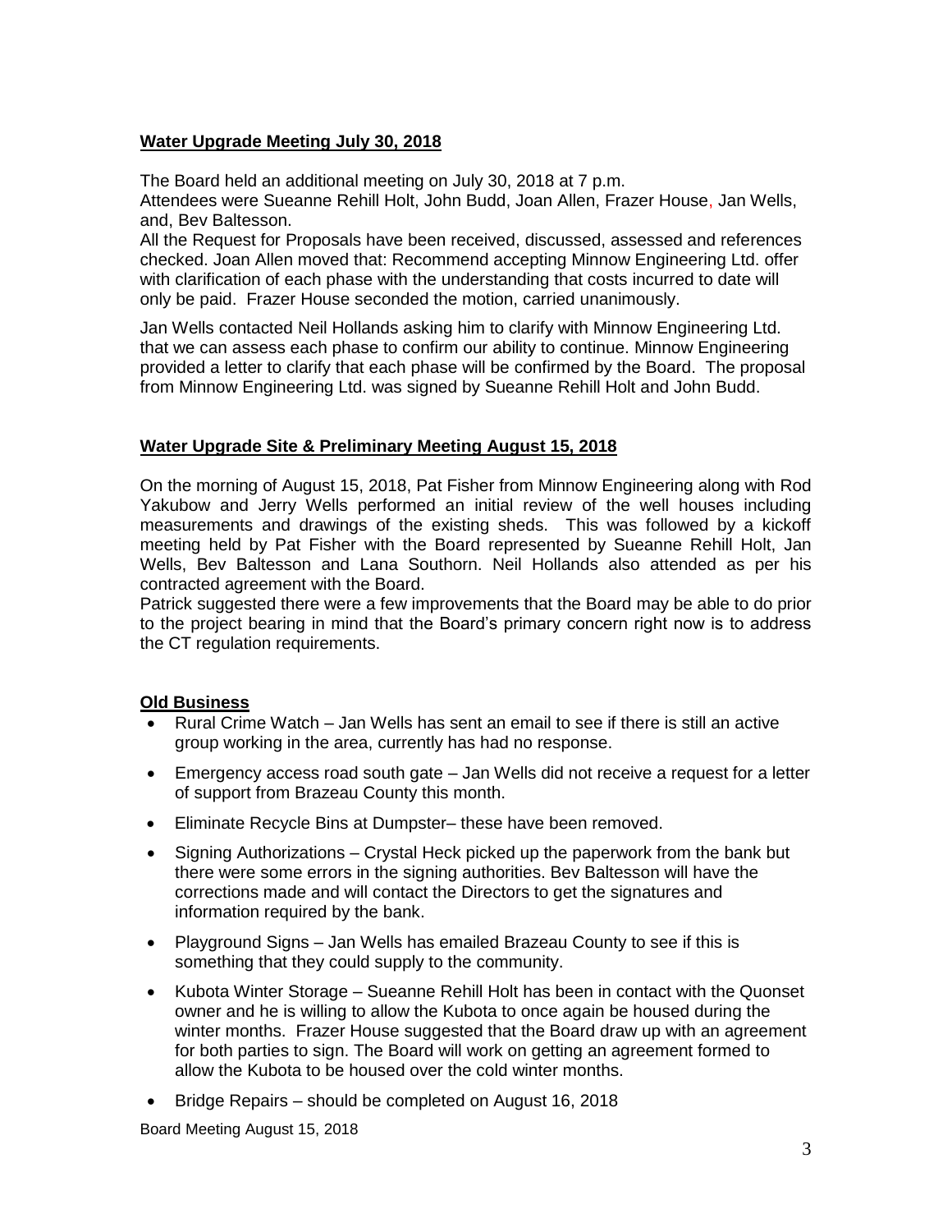**Water Upgrade Meeting July 30, 2018**

The Board held an additional meeting on July 30, 2018 at 7 p.m.
Attendees were Sueanne Rehill Holt, John Budd, Joan Allen, Frazer House, Jan Wells, and, Bev Baltesson.
All the Request for Proposals have been received, discussed, assessed and references checked. Joan Allen moved that: Recommend accepting Minnow Engineering Ltd. offer with clarification of each phase with the understanding that costs incurred to date will only be paid. Frazer House seconded the motion, carried unanimously.

Jan Wells contacted Neil Hollands asking him to clarify with Minnow Engineering Ltd. that we can assess each phase to confirm our ability to continue. Minnow Engineering provided a letter to clarify that each phase will be confirmed by the Board. The proposal from Minnow Engineering Ltd. was signed by Sueanne Rehill Holt and John Budd.

**Water Upgrade Site & Preliminary Meeting August 15, 2018**

On the morning of August 15, 2018, Pat Fisher from Minnow Engineering along with Rod Yakubow and Jerry Wells performed an initial review of the well houses including measurements and drawings of the existing sheds. This was followed by a kickoff meeting held by Pat Fisher with the Board represented by Sueanne Rehill Holt, Jan Wells, Bev Baltesson and Lana Southorn. Neil Hollands also attended as per his contracted agreement with the Board.
Patrick suggested there were a few improvements that the Board may be able to do prior to the project bearing in mind that the Board's primary concern right now is to address the CT regulation requirements.

**Old Business**

- Rural Crime Watch – Jan Wells has sent an email to see if there is still an active group working in the area, currently has had no response.
- Emergency access road south gate – Jan Wells did not receive a request for a letter of support from Brazeau County this month.
- Eliminate Recycle Bins at Dumpster– these have been removed.
- Signing Authorizations – Crystal Heck picked up the paperwork from the bank but there were some errors in the signing authorities. Bev Baltesson will have the corrections made and will contact the Directors to get the signatures and information required by the bank.
- Playground Signs – Jan Wells has emailed Brazeau County to see if this is something that they could supply to the community.
- Kubota Winter Storage – Sueanne Rehill Holt has been in contact with the Quonset owner and he is willing to allow the Kubota to once again be housed during the winter months. Frazer House suggested that the Board draw up with an agreement for both parties to sign. The Board will work on getting an agreement formed to allow the Kubota to be housed over the cold winter months.
- Bridge Repairs – should be completed on August 16, 2018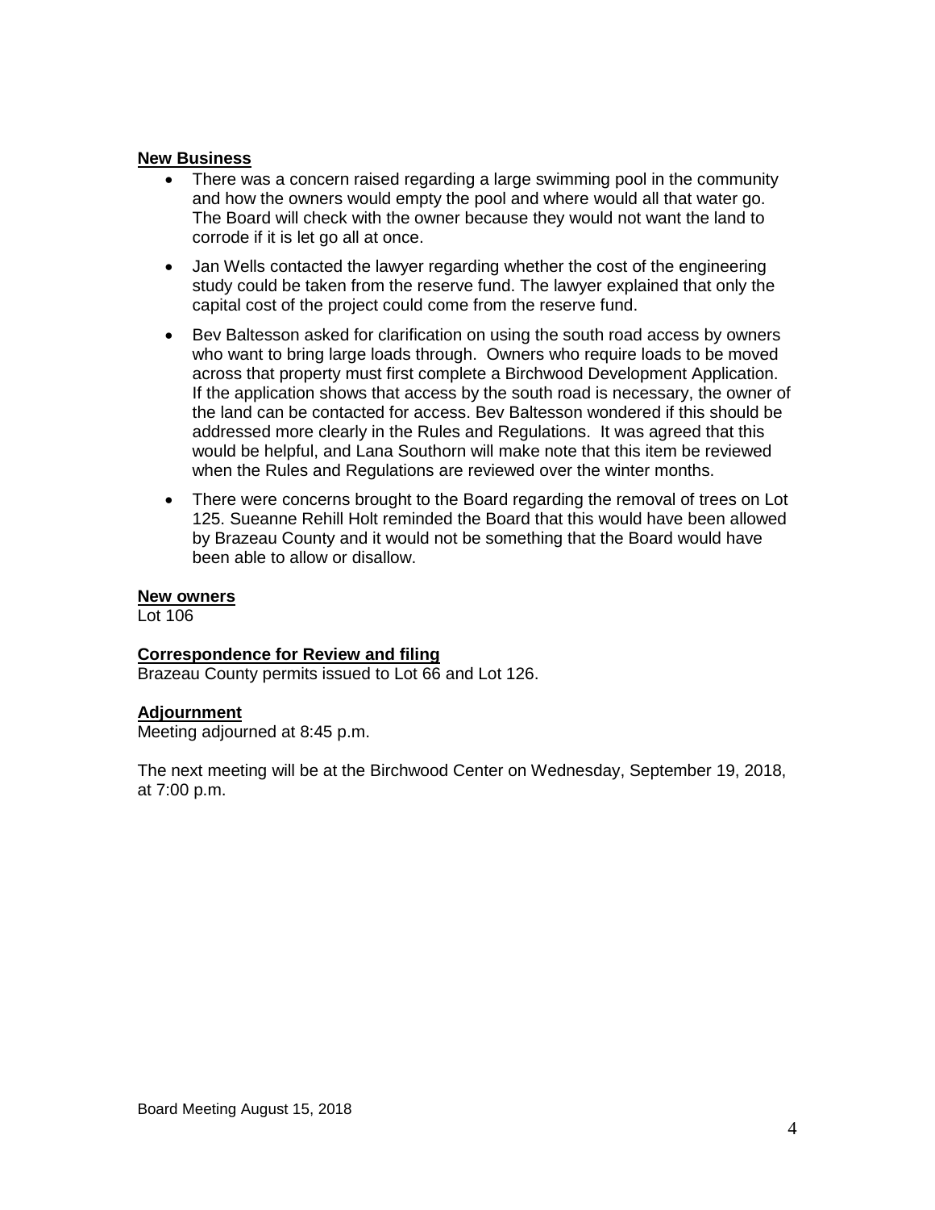**New Business**

- There was a concern raised regarding a large swimming pool in the community and how the owners would empty the pool and where would all that water go. The Board will check with the owner because they would not want the land to corrode if it is let go all at once.
- Jan Wells contacted the lawyer regarding whether the cost of the engineering study could be taken from the reserve fund. The lawyer explained that only the capital cost of the project could come from the reserve fund.
- Bev Baltesson asked for clarification on using the south road access by owners who want to bring large loads through. Owners who require loads to be moved across that property must first complete a Birchwood Development Application. If the application shows that access by the south road is necessary, the owner of the land can be contacted for access. Bev Baltesson wondered if this should be addressed more clearly in the Rules and Regulations. It was agreed that this would be helpful, and Lana Southorn will make note that this item be reviewed when the Rules and Regulations are reviewed over the winter months.
- There were concerns brought to the Board regarding the removal of trees on Lot 125. Sueanne Rehill Holt reminded the Board that this would have been allowed by Brazeau County and it would not be something that the Board would have been able to allow or disallow.

**New owners**

Lot 106

**Correspondence for Review and filing**

Brazeau County permits issued to Lot 66 and Lot 126.

**Adjournment**

Meeting adjourned at 8:45 p.m.

The next meeting will be at the Birchwood Center on Wednesday, September 19, 2018, at 7:00 p.m.